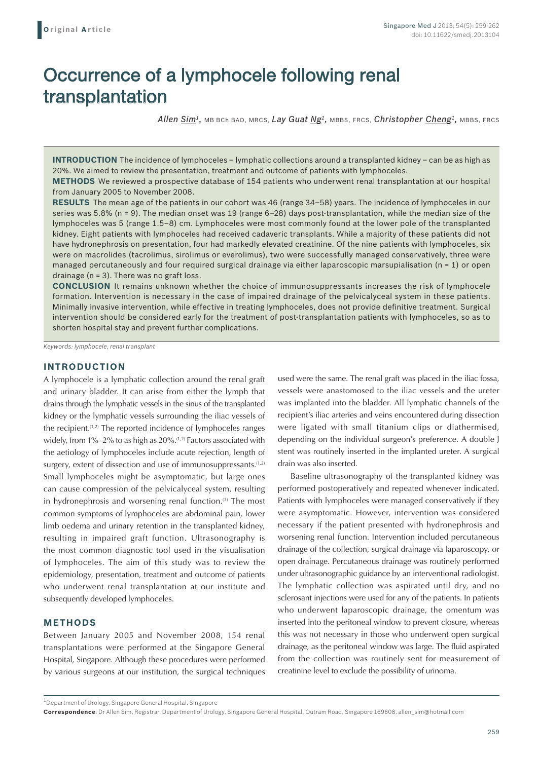Original Article

# Occurrence of a lymphocele following renal transplantation

*Allen Sim*[1], MB BCh BAO, MRCS, *Lay Guat Ng*[1], MBBS, FRCS, *Christopher Cheng*[1], MBBS, FRCS

**INTRODUCTION** The incidence of lymphoceles – lymphatic collections around a transplanted kidney – can be as high as 20%. We aimed to review the presentation, treatment and outcome of patients with lymphoceles.

**METHODS** We reviewed a prospective database of 154 patients who underwent renal transplantation at our hospital from January 2005 to November 2008.

**RESULTS** The mean age of the patients in our cohort was 46 (range 34–58) years. The incidence of lymphoceles in our series was 5.8% (n = 9). The median onset was 19 (range 6–28) days post-transplantation, while the median size of the lymphoceles was 5 (range 1.5–8) cm. Lymphoceles were most commonly found at the lower pole of the transplanted kidney. Eight patients with lymphoceles had received cadaveric transplants. While a majority of these patients did not have hydronephrosis on presentation, four had markedly elevated creatinine. Of the nine patients with lymphoceles, six were on macrolides (tacrolimus, sirolimus or everolimus), two were successfully managed conservatively, three were managed percutaneously and four required surgical drainage via either laparoscopic marsupialisation (n = 1) or open drainage (n = 3). There was no graft loss.

**CONCLUSION** It remains unknown whether the choice of immunosuppressants increases the risk of lymphocele formation. Intervention is necessary in the case of impaired drainage of the pelvicalyceal system in these patients. Minimally invasive intervention, while effective in treating lymphoceles, does not provide definitive treatment. Surgical intervention should be considered early for the treatment of post-transplantation patients with lymphoceles, so as to shorten hospital stay and prevent further complications.

*Keywords: lymphocele, renal transplant*

## INTRODUCTION

A lymphocele is a lymphatic collection around the renal graft and urinary bladder. It can arise from either the lymph that drains through the lymphatic vessels in the sinus of the transplanted kidney or the lymphatic vessels surrounding the iliac vessels of the recipient.[1,2] The reported incidence of lymphoceles ranges widely, from 1%–2% to as high as 20%.[1,2] Factors associated with the aetiology of lymphoceles include acute rejection, length of surgery, extent of dissection and use of immunosuppressants.[1,2] Small lymphoceles might be asymptomatic, but large ones can cause compression of the pelvicalyceal system, resulting in hydronephrosis and worsening renal function.[3] The most common symptoms of lymphoceles are abdominal pain, lower limb oedema and urinary retention in the transplanted kidney, resulting in impaired graft function. Ultrasonography is the most common diagnostic tool used in the visualisation of lymphoceles. The aim of this study was to review the epidemiology, presentation, treatment and outcome of patients who underwent renal transplantation at our institute and subsequently developed lymphoceles.

## METHODS

Between January 2005 and November 2008, 154 renal transplantations were performed at the Singapore General Hospital, Singapore. Although these procedures were performed by various surgeons at our institution, the surgical techniques used were the same. The renal graft was placed in the iliac fossa, vessels were anastomosed to the iliac vessels and the ureter was implanted into the bladder. All lymphatic channels of the recipient's iliac arteries and veins encountered during dissection were ligated with small titanium clips or diathermised, depending on the individual surgeon's preference. A double J stent was routinely inserted in the implanted ureter. A surgical drain was also inserted.

Baseline ultrasonography of the transplanted kidney was performed postoperatively and repeated whenever indicated. Patients with lymphoceles were managed conservatively if they were asymptomatic. However, intervention was considered necessary if the patient presented with hydronephrosis and worsening renal function. Intervention included percutaneous drainage of the collection, surgical drainage via laparoscopy, or open drainage. Percutaneous drainage was routinely performed under ultrasonographic guidance by an interventional radiologist. The lymphatic collection was aspirated until dry, and no sclerosant injections were used for any of the patients. In patients who underwent laparoscopic drainage, the omentum was inserted into the peritoneal window to prevent closure, whereas this was not necessary in those who underwent open surgical drainage, as the peritoneal window was large. The fluid aspirated from the collection was routinely sent for measurement of creatinine level to exclude the possibility of urinoma.

[1]Department of Urology, Singapore General Hospital, Singapore

**Correspondence**: Dr Allen Sim, Registrar, Department of Urology, Singapore General Hospital, Outram Road, Singapore 169608. allen_sim@hotmail.com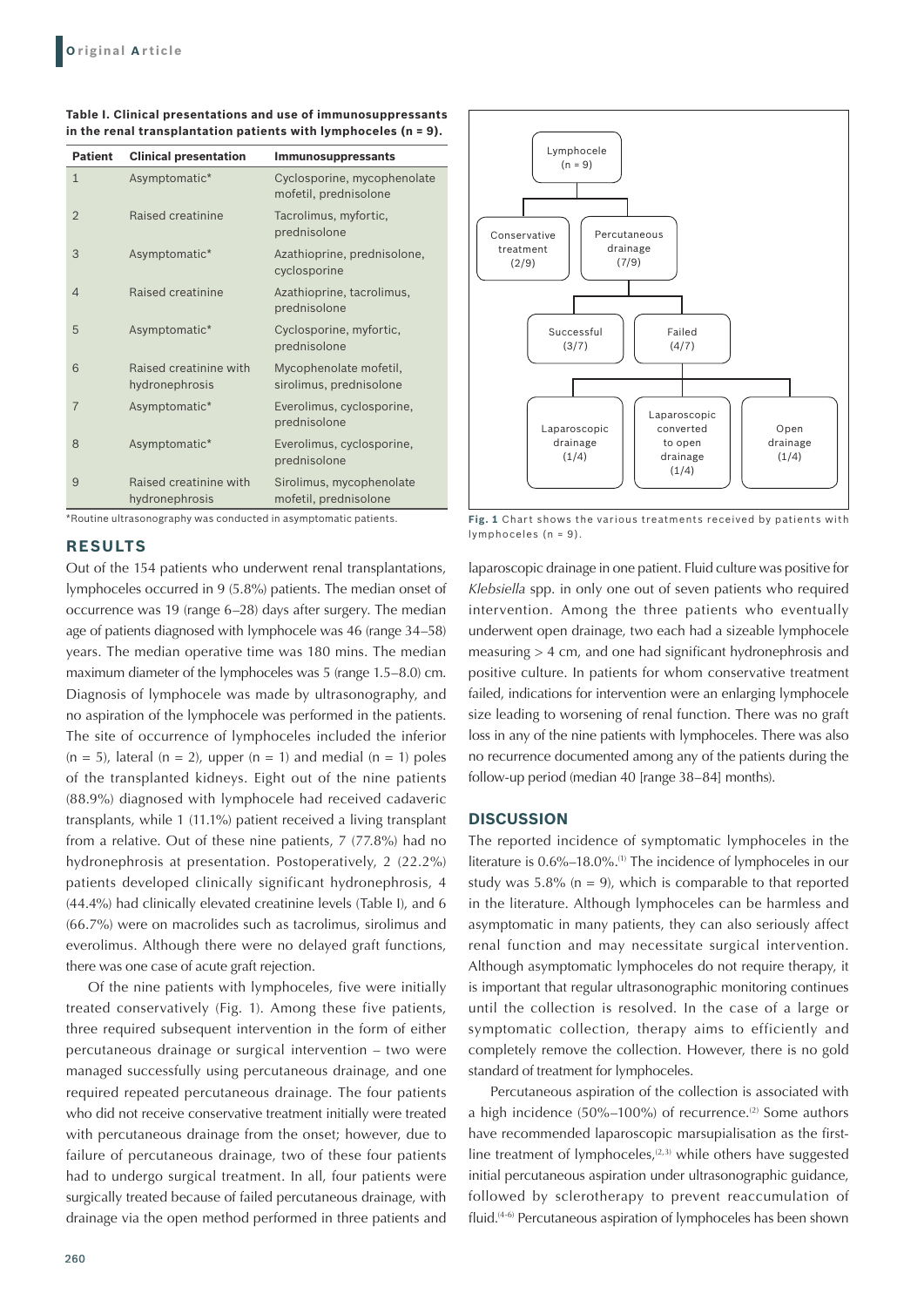**Table I. Clinical presentations and use of immunosuppressants in the renal transplantation patients with lymphoceles (n = 9).**

| Patient | Clinical presentation | Immunosuppressants |
|---|---|---|
| 1 | Asymptomatic* | Cyclosporine, mycophenolate mofetil, prednisolone |
| 2 | Raised creatinine | Tacrolimus, myfortic, prednisolone |
| 3 | Asymptomatic* | Azathioprine, prednisolone, cyclosporine |
| 4 | Raised creatinine | Azathioprine, tacrolimus, prednisolone |
| 5 | Asymptomatic* | Cyclosporine, myfortic, prednisolone |
| 6 | Raised creatinine with hydronephrosis | Mycophenolate mofetil, sirolimus, prednisolone |
| 7 | Asymptomatic* | Everolimus, cyclosporine, prednisolone |
| 8 | Asymptomatic* | Everolimus, cyclosporine, prednisolone |
| 9 | Raised creatinine with hydronephrosis | Sirolimus, mycophenolate mofetil, prednisolone |

*Routine ultrasonography was conducted in asymptomatic patients.

## RESULTS

Out of the 154 patients who underwent renal transplantations, lymphoceles occurred in 9 (5.8%) patients. The median onset of occurrence was 19 (range 6–28) days after surgery. The median age of patients diagnosed with lymphocele was 46 (range 34–58) years. The median operative time was 180 mins. The median maximum diameter of the lymphoceles was 5 (range 1.5–8.0) cm. Diagnosis of lymphocele was made by ultrasonography, and no aspiration of the lymphocele was performed in the patients. The site of occurrence of lymphoceles included the inferior (n = 5), lateral (n = 2), upper (n = 1) and medial (n = 1) poles of the transplanted kidneys. Eight out of the nine patients (88.9%) diagnosed with lymphocele had received cadaveric transplants, while 1 (11.1%) patient received a living transplant from a relative. Out of these nine patients, 7 (77.8%) had no hydronephrosis at presentation. Postoperatively, 2 (22.2%) patients developed clinically significant hydronephrosis, 4 (44.4%) had clinically elevated creatinine levels (Table I), and 6 (66.7%) were on macrolides such as tacrolimus, sirolimus and everolimus. Although there were no delayed graft functions, there was one case of acute graft rejection.

Of the nine patients with lymphoceles, five were initially treated conservatively (Fig. 1). Among these five patients, three required subsequent intervention in the form of either percutaneous drainage or surgical intervention – two were managed successfully using percutaneous drainage, and one required repeated percutaneous drainage. The four patients who did not receive conservative treatment initially were treated with percutaneous drainage from the onset; however, due to failure of percutaneous drainage, two of these four patients had to undergo surgical treatment. In all, four patients were surgically treated because of failed percutaneous drainage, with drainage via the open method performed in three patients and laparoscopic drainage in one patient. Fluid culture was positive for *Klebsiella* spp. in only one out of seven patients who required intervention. Among the three patients who eventually underwent open drainage, two each had a sizeable lymphocele measuring > 4 cm, and one had significant hydronephrosis and positive culture. In patients for whom conservative treatment failed, indications for intervention were an enlarging lymphocele size leading to worsening of renal function. There was no graft loss in any of the nine patients with lymphoceles. There was also no recurrence documented among any of the patients during the follow-up period (median 40 [range 38–84] months).

- Lymphocele (n = 9)
  - Conservative treatment (2/9)
  - Percutaneous drainage (7/9)
    - Successful (3/7)
    - Failed (4/7)
      - Laparoscopic drainage (1/4)
      - Laparoscopic converted to open drainage (1/4)
      - Open drainage (1/4)

**Fig. 1** Chart shows the various treatments received by patients with lymphoceles (n = 9).

## DISCUSSION

The reported incidence of symptomatic lymphoceles in the literature is 0.6%–18.0%.[1] The incidence of lymphoceles in our study was 5.8% (n = 9), which is comparable to that reported in the literature. Although lymphoceles can be harmless and asymptomatic in many patients, they can also seriously affect renal function and may necessitate surgical intervention. Although asymptomatic lymphoceles do not require therapy, it is important that regular ultrasonographic monitoring continues until the collection is resolved. In the case of a large or symptomatic collection, therapy aims to efficiently and completely remove the collection. However, there is no gold standard of treatment for lymphoceles.

Percutaneous aspiration of the collection is associated with a high incidence (50%–100%) of recurrence.[2] Some authors have recommended laparoscopic marsupialisation as the first-line treatment of lymphoceles,[2,3] while others have suggested initial percutaneous aspiration under ultrasonographic guidance, followed by sclerotherapy to prevent reaccumulation of fluid.[4-6] Percutaneous aspiration of lymphoceles has been shown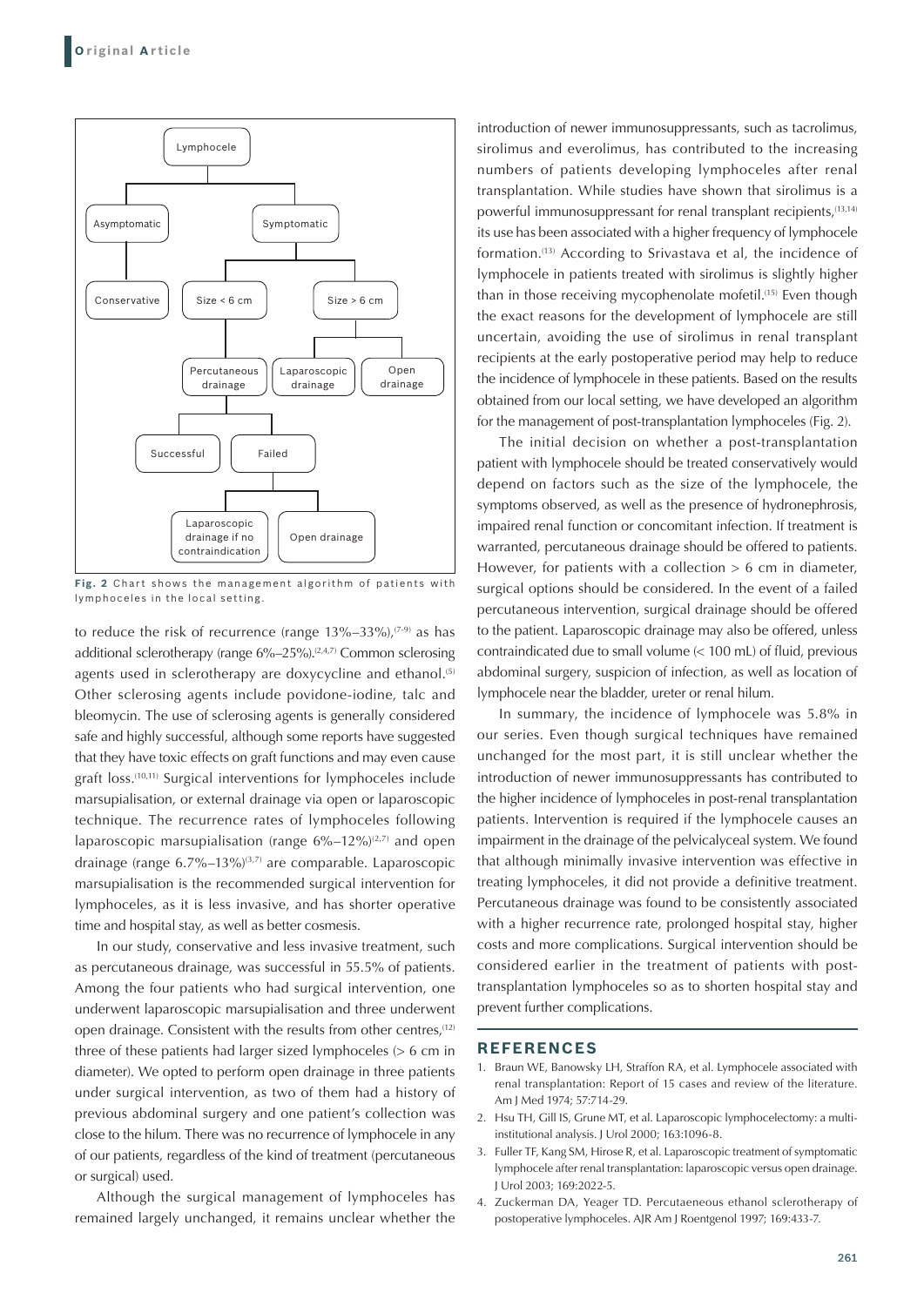**Fig. 2** Chart shows the management algorithm of patients with lymphoceles in the local setting.

to reduce the risk of recurrence (range 13%–33%),[7-9] as has additional sclerotherapy (range 6%–25%).[2,4,7] Common sclerosing agents used in sclerotherapy are doxycycline and ethanol.[5] Other sclerosing agents include povidone-iodine, talc and bleomycin. The use of sclerosing agents is generally considered safe and highly successful, although some reports have suggested that they have toxic effects on graft functions and may even cause graft loss.[10,11] Surgical interventions for lymphoceles include marsupialisation, or external drainage via open or laparoscopic technique. The recurrence rates of lymphoceles following laparoscopic marsupialisation (range 6%–12%)[2,7] and open drainage (range 6.7%–13%)[3,7] are comparable. Laparoscopic marsupialisation is the recommended surgical intervention for lymphoceles, as it is less invasive, and has shorter operative time and hospital stay, as well as better cosmesis.

In our study, conservative and less invasive treatment, such as percutaneous drainage, was successful in 55.5% of patients. Among the four patients who had surgical intervention, one underwent laparoscopic marsupialisation and three underwent open drainage. Consistent with the results from other centres,[12] three of these patients had larger sized lymphoceles (> 6 cm in diameter). We opted to perform open drainage in three patients under surgical intervention, as two of them had a history of previous abdominal surgery and one patient's collection was close to the hilum. There was no recurrence of lymphocele in any of our patients, regardless of the kind of treatment (percutaneous or surgical) used.

Although the surgical management of lymphoceles has remained largely unchanged, it remains unclear whether the introduction of newer immunosuppressants, such as tacrolimus, sirolimus and everolimus, has contributed to the increasing numbers of patients developing lymphoceles after renal transplantation. While studies have shown that sirolimus is a powerful immunosuppressant for renal transplant recipients,[13,14] its use has been associated with a higher frequency of lymphocele formation.[13] According to Srivastava et al, the incidence of lymphocele in patients treated with sirolimus is slightly higher than in those receiving mycophenolate mofetil.[15] Even though the exact reasons for the development of lymphocele are still uncertain, avoiding the use of sirolimus in renal transplant recipients at the early postoperative period may help to reduce the incidence of lymphocele in these patients. Based on the results obtained from our local setting, we have developed an algorithm for the management of post-transplantation lymphoceles (Fig. 2).

The initial decision on whether a post-transplantation patient with lymphocele should be treated conservatively would depend on factors such as the size of the lymphocele, the symptoms observed, as well as the presence of hydronephrosis, impaired renal function or concomitant infection. If treatment is warranted, percutaneous drainage should be offered to patients. However, for patients with a collection > 6 cm in diameter, surgical options should be considered. In the event of a failed percutaneous intervention, surgical drainage should be offered to the patient. Laparoscopic drainage may also be offered, unless contraindicated due to small volume (< 100 mL) of fluid, previous abdominal surgery, suspicion of infection, as well as location of lymphocele near the bladder, ureter or renal hilum.

In summary, the incidence of lymphocele was 5.8% in our series. Even though surgical techniques have remained unchanged for the most part, it is still unclear whether the introduction of newer immunosuppressants has contributed to the higher incidence of lymphoceles in post-renal transplantation patients. Intervention is required if the lymphocele causes an impairment in the drainage of the pelvicalyceal system. We found that although minimally invasive intervention was effective in treating lymphoceles, it did not provide a definitive treatment. Percutaneous drainage was found to be consistently associated with a higher recurrence rate, prolonged hospital stay, higher costs and more complications. Surgical intervention should be considered earlier in the treatment of patients with post-transplantation lymphoceles so as to shorten hospital stay and prevent further complications.

## REFERENCES

1. Braun WE, Banowsky LH, Straffon RA, et al. Lymphocele associated with renal transplantation: Report of 15 cases and review of the literature. Am J Med 1974; 57:714-29.
2. Hsu TH, Gill IS, Grune MT, et al. Laparoscopic lymphocelectomy: a multi-institutional analysis. J Urol 2000; 163:1096-8.
3. Fuller TF, Kang SM, Hirose R, et al. Laparoscopic treatment of symptomatic lymphocele after renal transplantation: laparoscopic versus open drainage. J Urol 2003; 169:2022-5.
4. Zuckerman DA, Yeager TD. Percutaeneous ethanol sclerotherapy of postoperative lymphoceles. AJR Am J Roentgenol 1997; 169:433-7.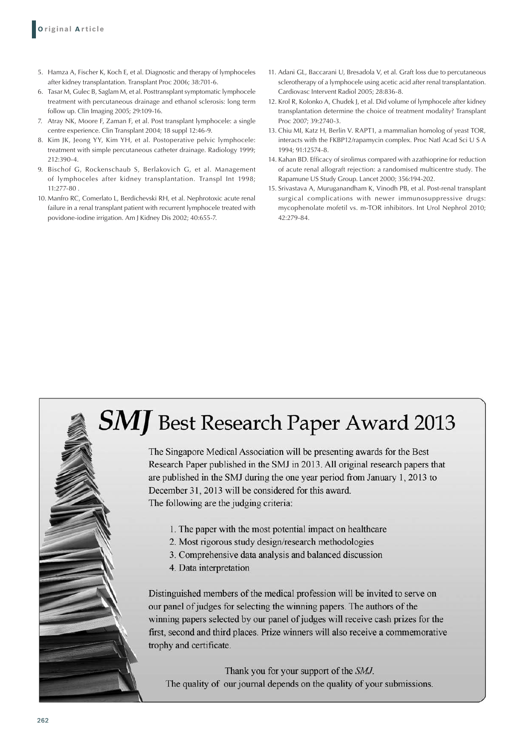5. Hamza A, Fischer K, Koch E, et al. Diagnostic and therapy of lymphoceles after kidney transplantation. Transplant Proc 2006; 38:701-6.
6. Tasar M, Gulec B, Saglam M, et al. Posttransplant symptomatic lymphocele treatment with percutaneous drainage and ethanol sclerosis: long term follow up. Clin Imaging 2005; 29:109-16.
7. Atray NK, Moore F, Zaman F, et al. Post transplant lymphocele: a single centre experience. Clin Transplant 2004; 18 suppl 12:46-9.
8. Kim JK, Jeong YY, Kim YH, et al. Postoperative pelvic lymphocele: treatment with simple percutaneous catheter drainage. Radiology 1999; 212:390-4.
9. Bischof G, Rockenschaub S, Berlakovich G, et al. Management of lymphoceles after kidney transplantation. Transpl Int 1998; 11:277-80 .
10. Manfro RC, Comerlato L, Berdichevski RH, et al. Nephrotoxic acute renal failure in a renal transplant patient with recurrent lymphocele treated with povidone-iodine irrigation. Am J Kidney Dis 2002; 40:655-7.
11. Adani GL, Baccarani U, Bresadola V, et al. Graft loss due to percutaneous sclerotherapy of a lymphocele using acetic acid after renal transplantation. Cardiovasc Intervent Radiol 2005; 28:836-8.
12. Krol R, Kolonko A, Chudek J, et al. Did volume of lymphocele after kidney transplantation determine the choice of treatment modality? Transplant Proc 2007; 39:2740-3.
13. Chiu MI, Katz H, Berlin V. RAPT1, a mammalian homolog of yeast TOR, interacts with the FKBP12/rapamycin complex. Proc Natl Acad Sci U S A 1994; 91:12574-8.
14. Kahan BD. Efficacy of sirolimus compared with azathioprine for reduction of acute renal allograft rejection: a randomised multicentre study. The Rapamune US Study Group. Lancet 2000; 356:194-202.
15. Srivastava A, Muruganandham K, Vinodh PB, et al. Post-renal transplant surgical complications with newer immunosuppressive drugs: mycophenolate mofetil vs. m-TOR inhibitors. Int Urol Nephrol 2010; 42:279-84.

# *SMJ* Best Research Paper Award 2013

The Singapore Medical Association will be presenting awards for the Best Research Paper published in the SMJ in 2013. All original research papers that are published in the SMJ during the one year period from January 1, 2013 to December 31, 2013 will be considered for this award.
The following are the judging criteria:

1. The paper with the most potential impact on healthcare
2. Most rigorous study design/research methodologies
3. Comprehensive data analysis and balanced discussion
4. Data interpretation

Distinguished members of the medical profession will be invited to serve on our panel of judges for selecting the winning papers. The authors of the winning papers selected by our panel of judges will receive cash prizes for the first, second and third places. Prize winners will also receive a commemorative trophy and certificate.

Thank you for your support of the *SMJ*.
The quality of our journal depends on the quality of your submissions.